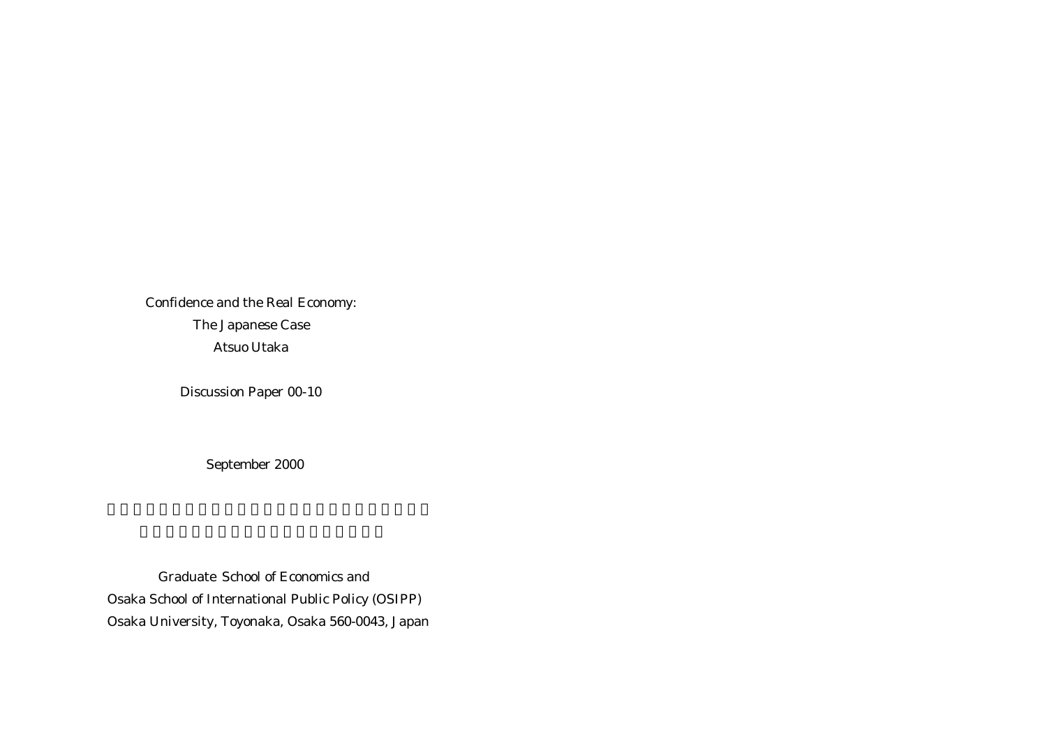Confidence and the Real Economy:

The Japanese Case

Atsuo Utaka

Discussion Paper 00-10

September 2000

Graduate School of Economics and

Osaka School of International Public Policy (OSIPP)

Osaka University, Toyonaka, Osaka 560-0043, Japan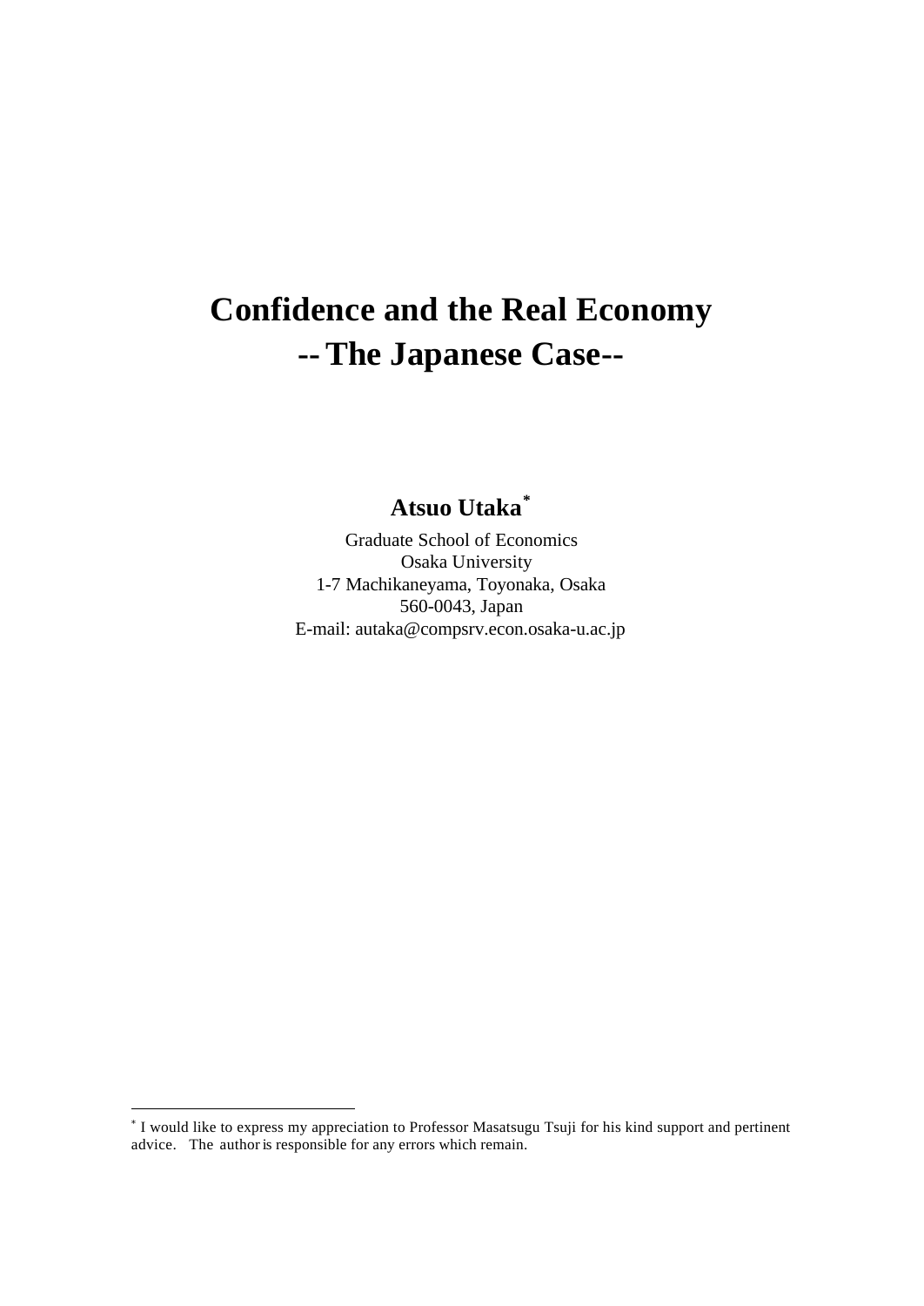# Confidence and the Real Economy
# -- The Japanese Case--

**Atsuo Utaka**[*]

Graduate School of Economics
Osaka University
1-7 Machikaneyama, Toyonaka, Osaka
560-0043, Japan
E-mail: autaka@compsrv.econ.osaka-u.ac.jp

---

[*] I would like to express my appreciation to Professor Masatsugu Tsuji for his kind support and pertinent advice. The author is responsible for any errors which remain.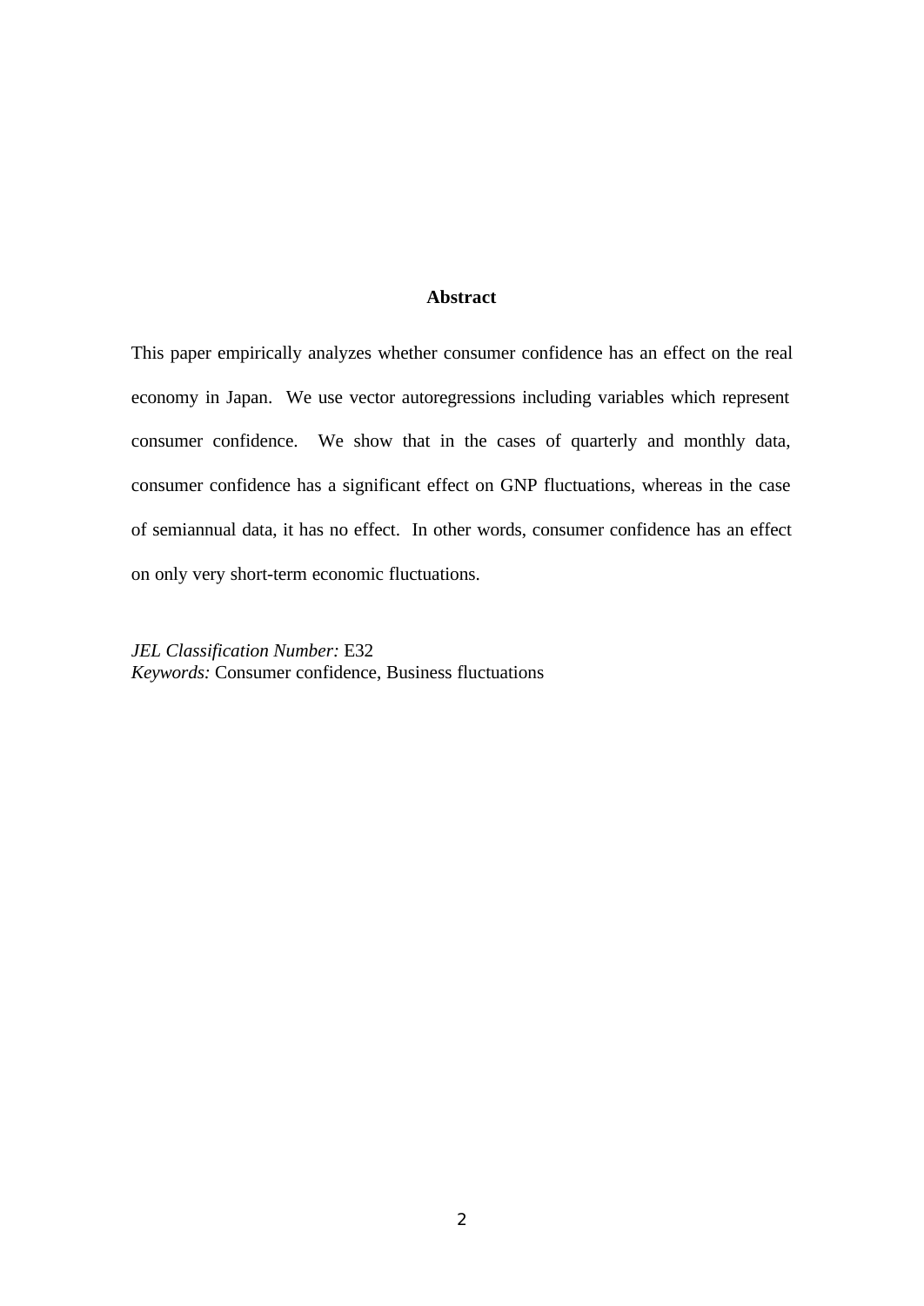## Abstract

This paper empirically analyzes whether consumer confidence has an effect on the real economy in Japan. We use vector autoregressions including variables which represent consumer confidence. We show that in the cases of quarterly and monthly data, consumer confidence has a significant effect on GNP fluctuations, whereas in the case of semiannual data, it has no effect. In other words, consumer confidence has an effect on only very short-term economic fluctuations.

*JEL Classification Number:* E32
*Keywords:* Consumer confidence, Business fluctuations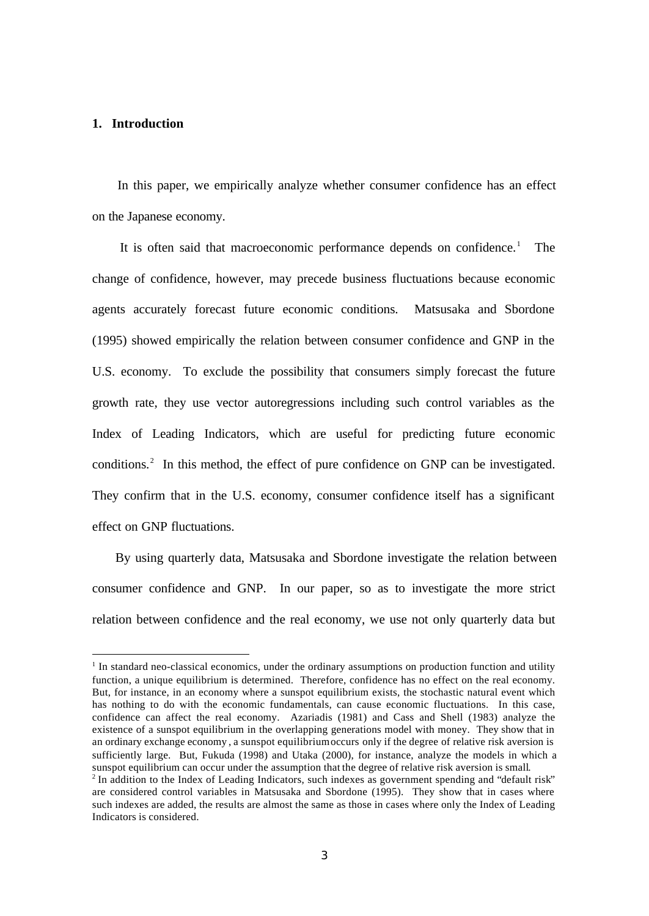## 1. Introduction

In this paper, we empirically analyze whether consumer confidence has an effect on the Japanese economy.

It is often said that macroeconomic performance depends on confidence.[1] The change of confidence, however, may precede business fluctuations because economic agents accurately forecast future economic conditions. Matsusaka and Sbordone (1995) showed empirically the relation between consumer confidence and GNP in the U.S. economy. To exclude the possibility that consumers simply forecast the future growth rate, they use vector autoregressions including such control variables as the Index of Leading Indicators, which are useful for predicting future economic conditions.[2] In this method, the effect of pure confidence on GNP can be investigated. They confirm that in the U.S. economy, consumer confidence itself has a significant effect on GNP fluctuations.

By using quarterly data, Matsusaka and Sbordone investigate the relation between consumer confidence and GNP. In our paper, so as to investigate the more strict relation between confidence and the real economy, we use not only quarterly data but

---

[1] In standard neo-classical economics, under the ordinary assumptions on production function and utility function, a unique equilibrium is determined. Therefore, confidence has no effect on the real economy. But, for instance, in an economy where a sunspot equilibrium exists, the stochastic natural event which has nothing to do with the economic fundamentals, can cause economic fluctuations. In this case, confidence can affect the real economy. Azariadis (1981) and Cass and Shell (1983) analyze the existence of a sunspot equilibrium in the overlapping generations model with money. They show that in an ordinary exchange economy, a sunspot equilibrium occurs only if the degree of relative risk aversion is sufficiently large. But, Fukuda (1998) and Utaka (2000), for instance, analyze the models in which a sunspot equilibrium can occur under the assumption that the degree of relative risk aversion is small.

[2] In addition to the Index of Leading Indicators, such indexes as government spending and "default risk" are considered control variables in Matsusaka and Sbordone (1995). They show that in cases where such indexes are added, the results are almost the same as those in cases where only the Index of Leading Indicators is considered.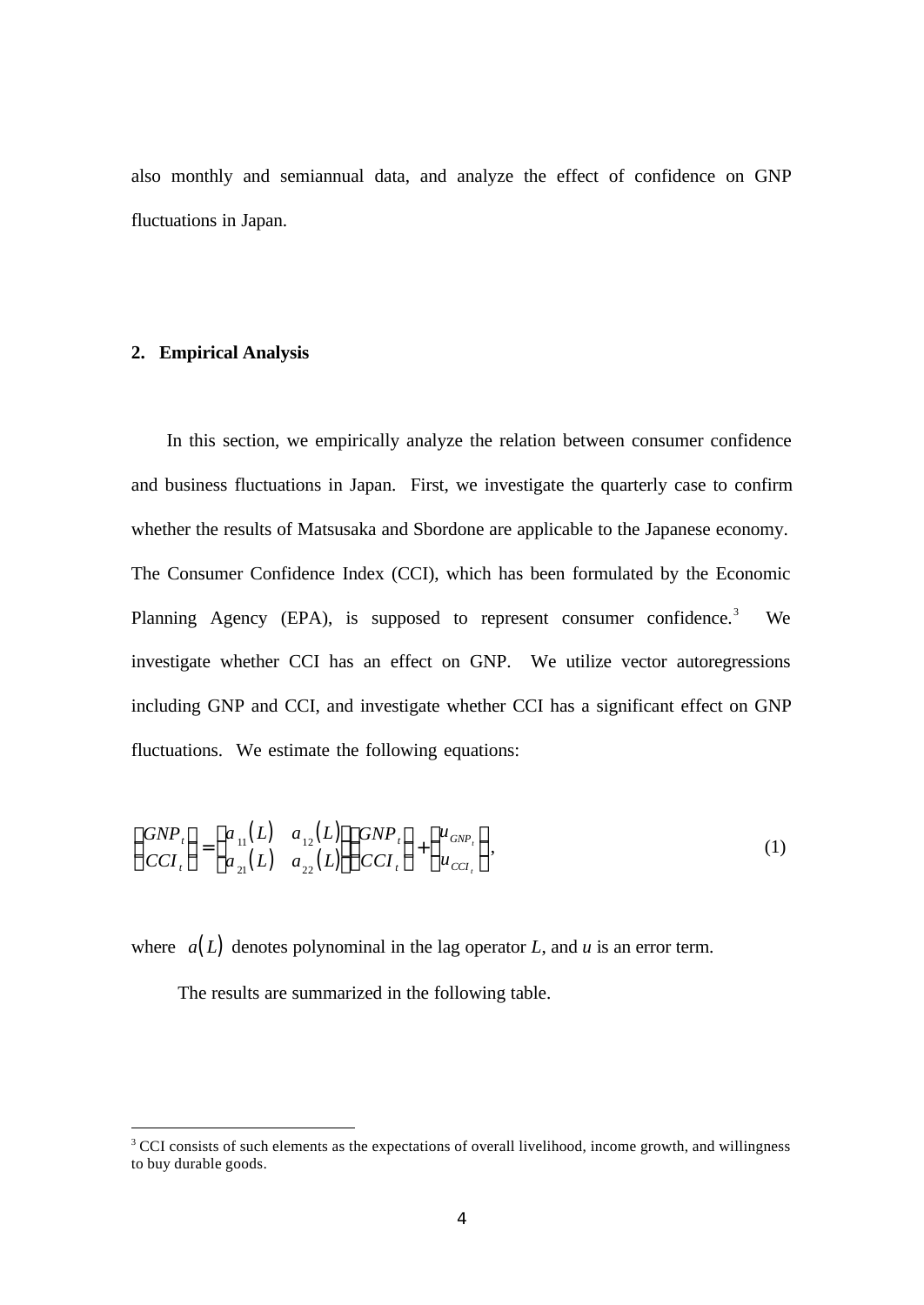also monthly and semiannual data, and analyze the effect of confidence on GNP fluctuations in Japan.

## 2. Empirical Analysis

In this section, we empirically analyze the relation between consumer confidence and business fluctuations in Japan. First, we investigate the quarterly case to confirm whether the results of Matsusaka and Sbordone are applicable to the Japanese economy. The Consumer Confidence Index (CCI), which has been formulated by the Economic Planning Agency (EPA), is supposed to represent consumer confidence.[3] We investigate whether CCI has an effect on GNP. We utilize vector autoregressions including GNP and CCI, and investigate whether CCI has a significant effect on GNP fluctuations. We estimate the following equations:

$$\begin{pmatrix} GNP_t \\ CCI_t \end{pmatrix} = \begin{pmatrix} a_{11}(L) & a_{12}(L) \\ a_{21}(L) & a_{22}(L) \end{pmatrix} \begin{pmatrix} GNP_t \\ CCI_t \end{pmatrix} + \begin{pmatrix} u_{GNP_t} \\ u_{CCI_t} \end{pmatrix}, \tag{1}$$

where $a(L)$ denotes polynominal in the lag operator $L$, and $u$ is an error term.

The results are summarized in the following table.

[3] CCI consists of such elements as the expectations of overall livelihood, income growth, and willingness to buy durable goods.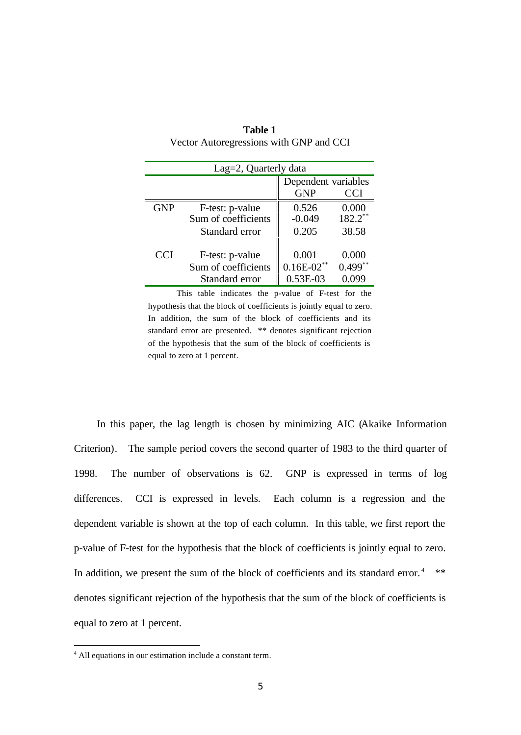**Table 1**

Vector Autoregressions with GNP and CCI

| Lag=2, Quarterly data | | | |
|---|---|---|---|
| | | Dependent variables | |
| | | GNP | CCI |
| GNP | F-test: p-value | 0.526 | 0.000 |
| | Sum of coefficients | -0.049 | 182.2** |
| | Standard error | 0.205 | 38.58 |
| CCI | F-test: p-value | 0.001 | 0.000 |
| | Sum of coefficients | 0.16E-02** | 0.499** |
| | Standard error | 0.53E-03 | 0.099 |

This table indicates the p-value of F-test for the hypothesis that the block of coefficients is jointly equal to zero. In addition, the sum of the block of coefficients and its standard error are presented. ** denotes significant rejection of the hypothesis that the sum of the block of coefficients is equal to zero at 1 percent.

In this paper, the lag length is chosen by minimizing AIC (Akaike Information Criterion). The sample period covers the second quarter of 1983 to the third quarter of 1998. The number of observations is 62. GNP is expressed in terms of log differences. CCI is expressed in levels. Each column is a regression and the dependent variable is shown at the top of each column. In this table, we first report the p-value of F-test for the hypothesis that the block of coefficients is jointly equal to zero. In addition, we present the sum of the block of coefficients and its standard error.[4] ** denotes significant rejection of the hypothesis that the sum of the block of coefficients is equal to zero at 1 percent.

[4] All equations in our estimation include a constant term.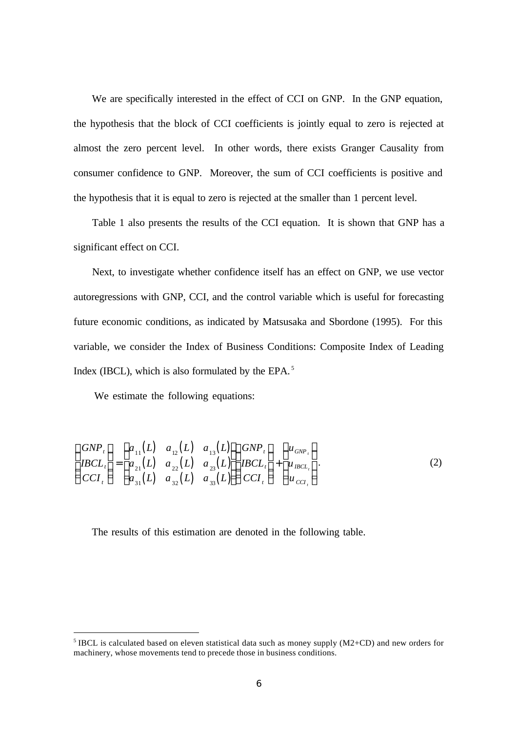We are specifically interested in the effect of CCI on GNP. In the GNP equation, the hypothesis that the block of CCI coefficients is jointly equal to zero is rejected at almost the zero percent level. In other words, there exists Granger Causality from consumer confidence to GNP. Moreover, the sum of CCI coefficients is positive and the hypothesis that it is equal to zero is rejected at the smaller than 1 percent level.

Table 1 also presents the results of the CCI equation. It is shown that GNP has a significant effect on CCI.

Next, to investigate whether confidence itself has an effect on GNP, we use vector autoregressions with GNP, CCI, and the control variable which is useful for forecasting future economic conditions, as indicated by Matsusaka and Sbordone (1995). For this variable, we consider the Index of Business Conditions: Composite Index of Leading Index (IBCL), which is also formulated by the EPA.[5]

We estimate the following equations:

$$\begin{bmatrix} GNP_t \\ IBCL_t \\ CCI_t \end{bmatrix} = \begin{bmatrix} a_{11}(L) & a_{12}(L) & a_{13}(L) \\ a_{21}(L) & a_{22}(L) & a_{23}(L) \\ a_{31}(L) & a_{32}(L) & a_{33}(L) \end{bmatrix} \begin{bmatrix} GNP_t \\ IBCL_t \\ CCI_t \end{bmatrix} + \begin{bmatrix} u_{GNP_t} \\ u_{IBCL_t} \\ u_{CCI_t} \end{bmatrix}. \tag{2}$$

The results of this estimation are denoted in the following table.

[5] IBCL is calculated based on eleven statistical data such as money supply (M2+CD) and new orders for machinery, whose movements tend to precede those in business conditions.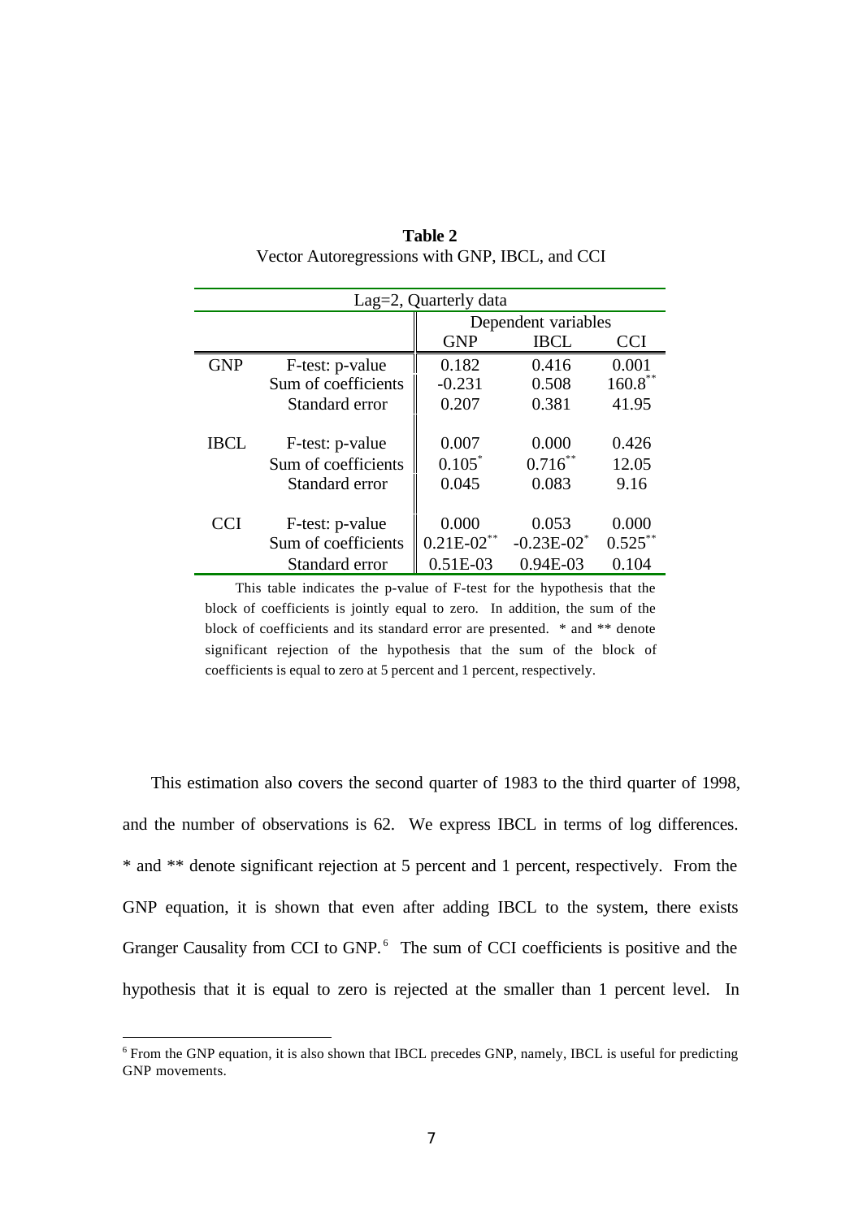**Table 2**
Vector Autoregressions with GNP, IBCL, and CCI

| Lag=2, Quarterly data | | | | |
|---|---|---|---|---|
| | | Dependent variables | | |
| | | GNP | IBCL | CCI |
| GNP | F-test: p-value | 0.182 | 0.416 | 0.001 |
| | Sum of coefficients | -0.231 | 0.508 | 160.8** |
| | Standard error | 0.207 | 0.381 | 41.95 |
| IBCL | F-test: p-value | 0.007 | 0.000 | 0.426 |
| | Sum of coefficients | 0.105* | 0.716** | 12.05 |
| | Standard error | 0.045 | 0.083 | 9.16 |
| CCI | F-test: p-value | 0.000 | 0.053 | 0.000 |
| | Sum of coefficients | 0.21E-02** | -0.23E-02* | 0.525** |
| | Standard error | 0.51E-03 | 0.94E-03 | 0.104 |

This table indicates the p-value of F-test for the hypothesis that the block of coefficients is jointly equal to zero. In addition, the sum of the block of coefficients and its standard error are presented. * and ** denote significant rejection of the hypothesis that the sum of the block of coefficients is equal to zero at 5 percent and 1 percent, respectively.

This estimation also covers the second quarter of 1983 to the third quarter of 1998, and the number of observations is 62. We express IBCL in terms of log differences. * and ** denote significant rejection at 5 percent and 1 percent, respectively. From the GNP equation, it is shown that even after adding IBCL to the system, there exists Granger Causality from CCI to GNP.[6] The sum of CCI coefficients is positive and the hypothesis that it is equal to zero is rejected at the smaller than 1 percent level. In

[6] From the GNP equation, it is also shown that IBCL precedes GNP, namely, IBCL is useful for predicting GNP movements.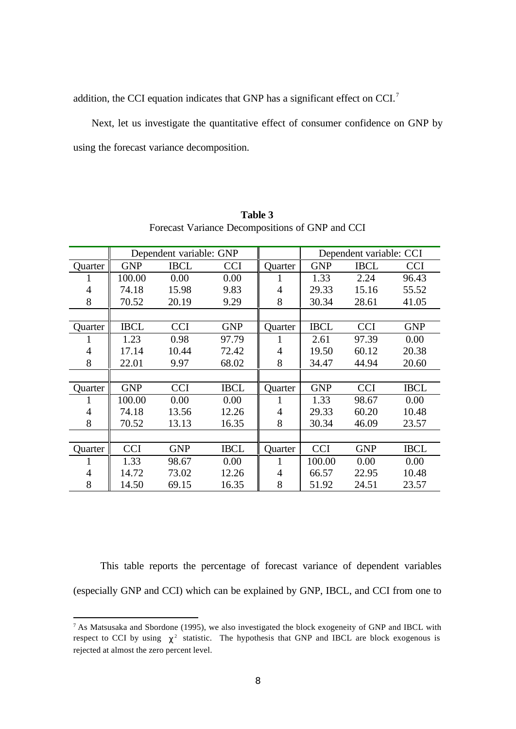addition, the CCI equation indicates that GNP has a significant effect on CCI.[7]

Next, let us investigate the quantitative effect of consumer confidence on GNP by using the forecast variance decomposition.

**Table 3**
Forecast Variance Decompositions of GNP and CCI

| | Dependent variable: GNP | | | | Dependent variable: CCI | | |
|---|---|---|---|---|---|---|---|
| Quarter | GNP | IBCL | CCI | Quarter | GNP | IBCL | CCI |
| 1 | 100.00 | 0.00 | 0.00 | 1 | 1.33 | 2.24 | 96.43 |
| 4 | 74.18 | 15.98 | 9.83 | 4 | 29.33 | 15.16 | 55.52 |
| 8 | 70.52 | 20.19 | 9.29 | 8 | 30.34 | 28.61 | 41.05 |
| Quarter | IBCL | CCI | GNP | Quarter | IBCL | CCI | GNP |
| 1 | 1.23 | 0.98 | 97.79 | 1 | 2.61 | 97.39 | 0.00 |
| 4 | 17.14 | 10.44 | 72.42 | 4 | 19.50 | 60.12 | 20.38 |
| 8 | 22.01 | 9.97 | 68.02 | 8 | 34.47 | 44.94 | 20.60 |
| Quarter | GNP | CCI | IBCL | Quarter | GNP | CCI | IBCL |
| 1 | 100.00 | 0.00 | 0.00 | 1 | 1.33 | 98.67 | 0.00 |
| 4 | 74.18 | 13.56 | 12.26 | 4 | 29.33 | 60.20 | 10.48 |
| 8 | 70.52 | 13.13 | 16.35 | 8 | 30.34 | 46.09 | 23.57 |
| Quarter | CCI | GNP | IBCL | Quarter | CCI | GNP | IBCL |
| 1 | 1.33 | 98.67 | 0.00 | 1 | 100.00 | 0.00 | 0.00 |
| 4 | 14.72 | 73.02 | 12.26 | 4 | 66.57 | 22.95 | 10.48 |
| 8 | 14.50 | 69.15 | 16.35 | 8 | 51.92 | 24.51 | 23.57 |

This table reports the percentage of forecast variance of dependent variables (especially GNP and CCI) which can be explained by GNP, IBCL, and CCI from one to

[7] As Matsusaka and Sbordone (1995), we also investigated the block exogeneity of GNP and IBCL with respect to CCI by using $\chi^2$ statistic. The hypothesis that GNP and IBCL are block exogenous is rejected at almost the zero percent level.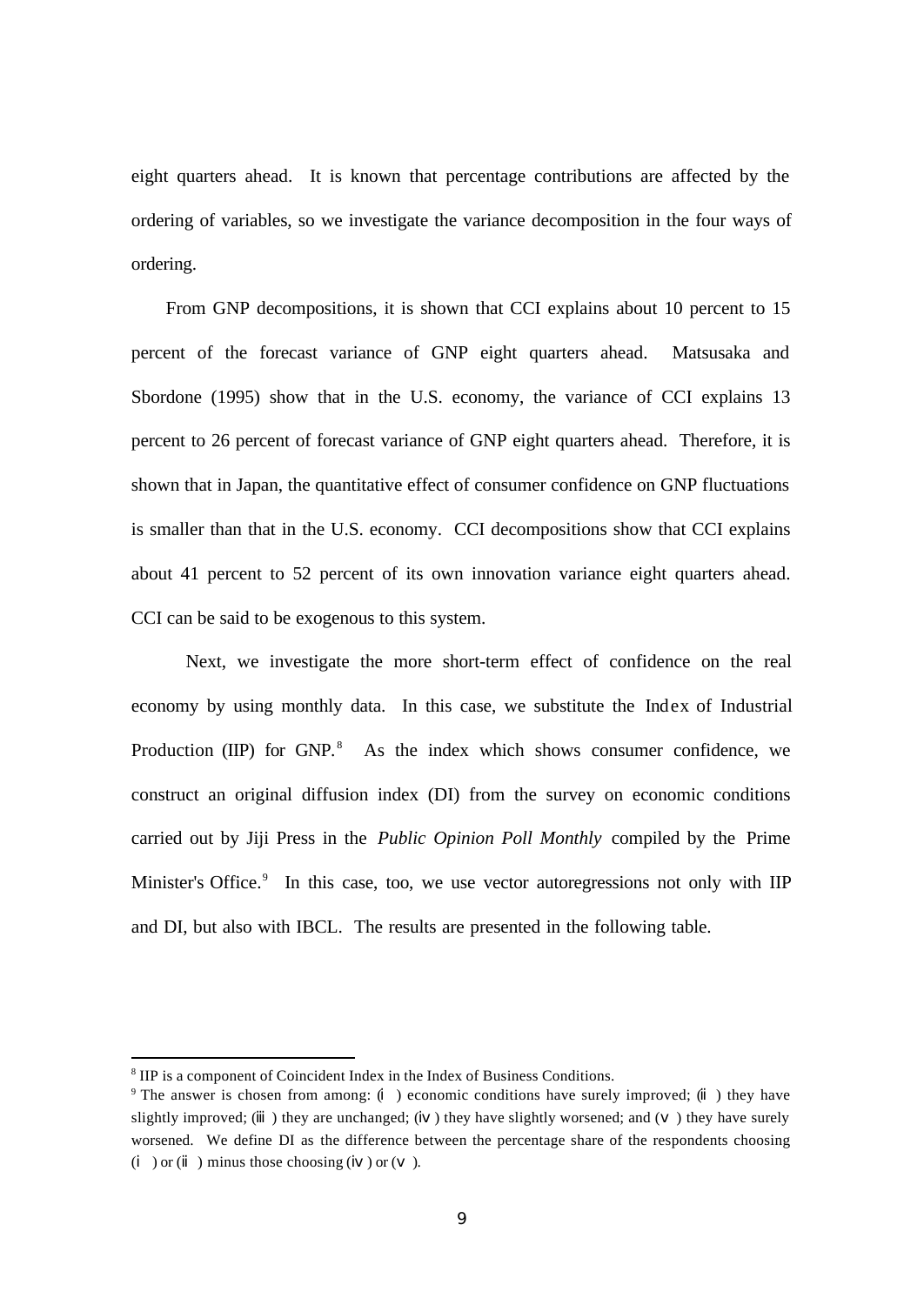eight quarters ahead. It is known that percentage contributions are affected by the ordering of variables, so we investigate the variance decomposition in the four ways of ordering.

From GNP decompositions, it is shown that CCI explains about 10 percent to 15 percent of the forecast variance of GNP eight quarters ahead. Matsusaka and Sbordone (1995) show that in the U.S. economy, the variance of CCI explains 13 percent to 26 percent of forecast variance of GNP eight quarters ahead. Therefore, it is shown that in Japan, the quantitative effect of consumer confidence on GNP fluctuations is smaller than that in the U.S. economy. CCI decompositions show that CCI explains about 41 percent to 52 percent of its own innovation variance eight quarters ahead. CCI can be said to be exogenous to this system.

Next, we investigate the more short-term effect of confidence on the real economy by using monthly data. In this case, we substitute the Index of Industrial Production (IIP) for GNP.[8] As the index which shows consumer confidence, we construct an original diffusion index (DI) from the survey on economic conditions carried out by Jiji Press in the *Public Opinion Poll Monthly* compiled by the Prime Minister's Office.[9] In this case, too, we use vector autoregressions not only with IIP and DI, but also with IBCL. The results are presented in the following table.

---

[8] IIP is a component of Coincident Index in the Index of Business Conditions.

[9] The answer is chosen from among: (i) economic conditions have surely improved; (ii) they have slightly improved; (iii) they are unchanged; (iv) they have slightly worsened; and (v) they have surely worsened. We define DI as the difference between the percentage share of the respondents choosing (i) or (ii) minus those choosing (iv) or (v).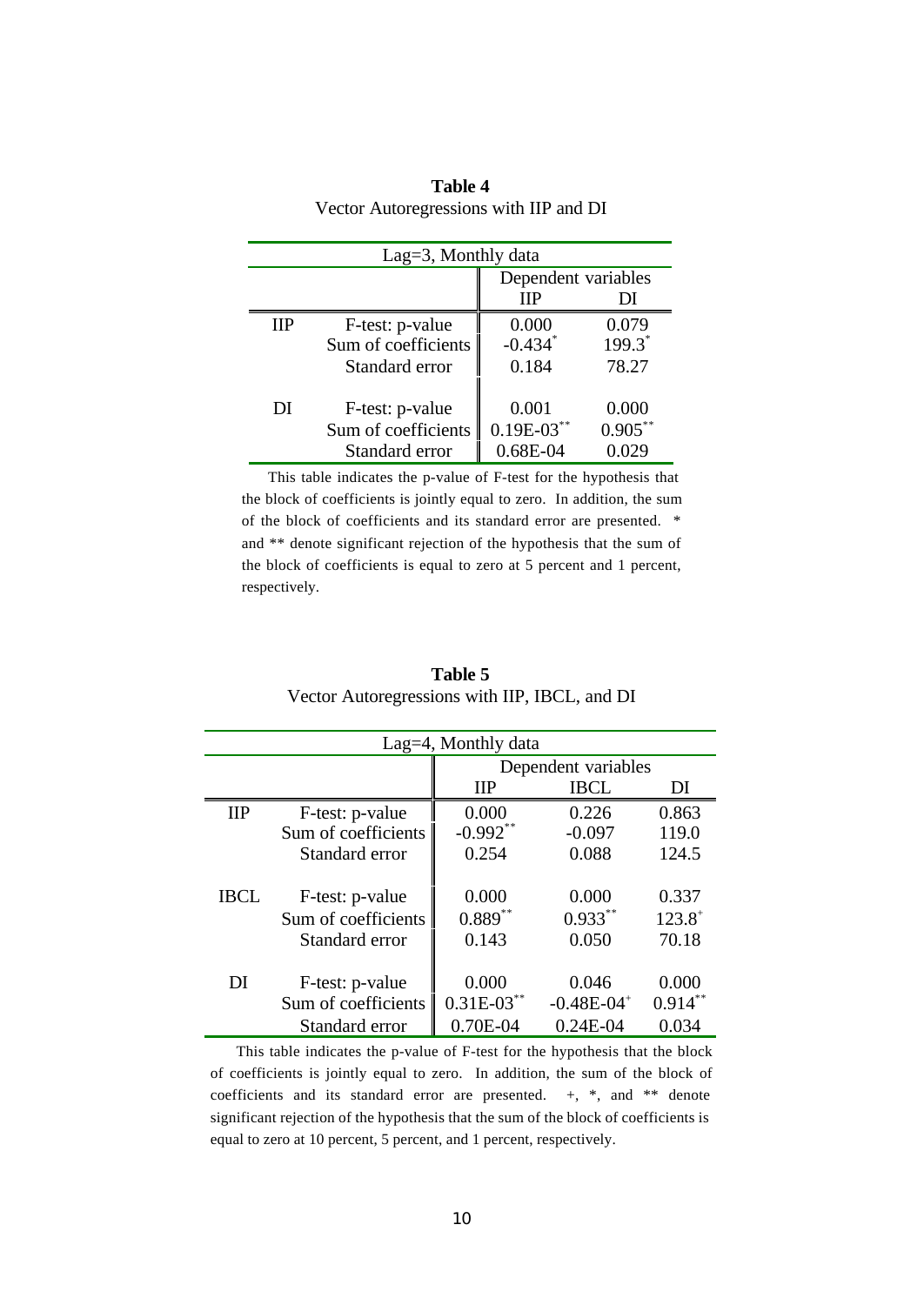**Table 4**

Vector Autoregressions with IIP and DI

| Lag=3, Monthly data | | | |
|---|---|---|---|
| | | Dependent variables | |
| | | IIP | DI |
| IIP | F-test: p-value | 0.000 | 0.079 |
| | Sum of coefficients | -0.434* | 199.3* |
| | Standard error | 0.184 | 78.27 |
| DI | F-test: p-value | 0.001 | 0.000 |
| | Sum of coefficients | 0.19E-03** | 0.905** |
| | Standard error | 0.68E-04 | 0.029 |

This table indicates the p-value of F-test for the hypothesis that the block of coefficients is jointly equal to zero. In addition, the sum of the block of coefficients and its standard error are presented. * and ** denote significant rejection of the hypothesis that the sum of the block of coefficients is equal to zero at 5 percent and 1 percent, respectively.

**Table 5**

Vector Autoregressions with IIP, IBCL, and DI

| Lag=4, Monthly data | | | | |
|---|---|---|---|---|
| | | Dependent variables | | |
| | | IIP | IBCL | DI |
| IIP | F-test: p-value | 0.000 | 0.226 | 0.863 |
| | Sum of coefficients | -0.992** | -0.097 | 119.0 |
| | Standard error | 0.254 | 0.088 | 124.5 |
| IBCL | F-test: p-value | 0.000 | 0.000 | 0.337 |
| | Sum of coefficients | 0.889** | 0.933** | 123.8+ |
| | Standard error | 0.143 | 0.050 | 70.18 |
| DI | F-test: p-value | 0.000 | 0.046 | 0.000 |
| | Sum of coefficients | 0.31E-03** | -0.48E-04+ | 0.914** |
| | Standard error | 0.70E-04 | 0.24E-04 | 0.034 |

This table indicates the p-value of F-test for the hypothesis that the block of coefficients is jointly equal to zero. In addition, the sum of the block of coefficients and its standard error are presented. +, *, and ** denote significant rejection of the hypothesis that the sum of the block of coefficients is equal to zero at 10 percent, 5 percent, and 1 percent, respectively.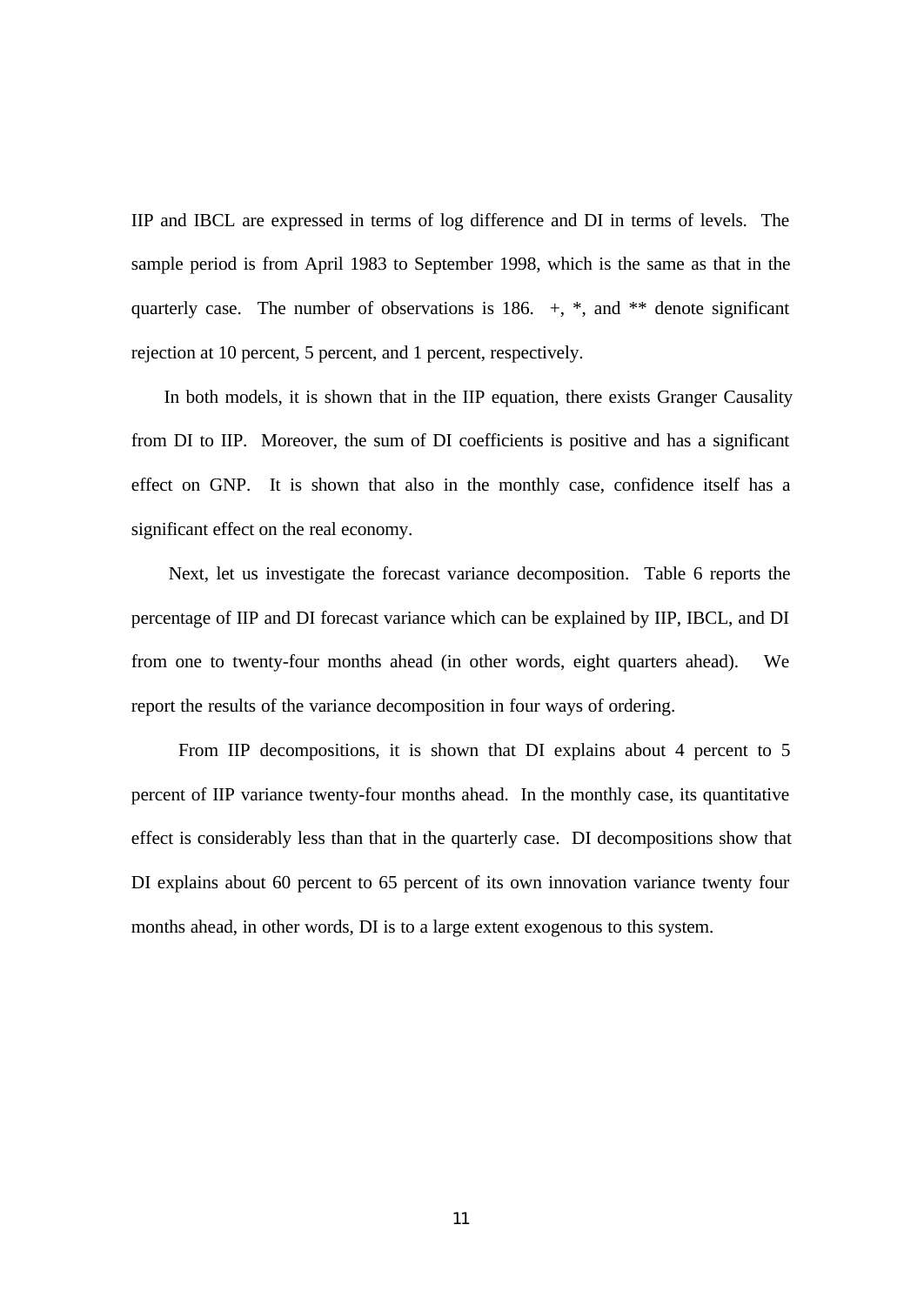IIP and IBCL are expressed in terms of log difference and DI in terms of levels. The sample period is from April 1983 to September 1998, which is the same as that in the quarterly case. The number of observations is 186. +, *, and ** denote significant rejection at 10 percent, 5 percent, and 1 percent, respectively.

In both models, it is shown that in the IIP equation, there exists Granger Causality from DI to IIP. Moreover, the sum of DI coefficients is positive and has a significant effect on GNP. It is shown that also in the monthly case, confidence itself has a significant effect on the real economy.

Next, let us investigate the forecast variance decomposition. Table 6 reports the percentage of IIP and DI forecast variance which can be explained by IIP, IBCL, and DI from one to twenty-four months ahead (in other words, eight quarters ahead). We report the results of the variance decomposition in four ways of ordering.

From IIP decompositions, it is shown that DI explains about 4 percent to 5 percent of IIP variance twenty-four months ahead. In the monthly case, its quantitative effect is considerably less than that in the quarterly case. DI decompositions show that DI explains about 60 percent to 65 percent of its own innovation variance twenty four months ahead, in other words, DI is to a large extent exogenous to this system.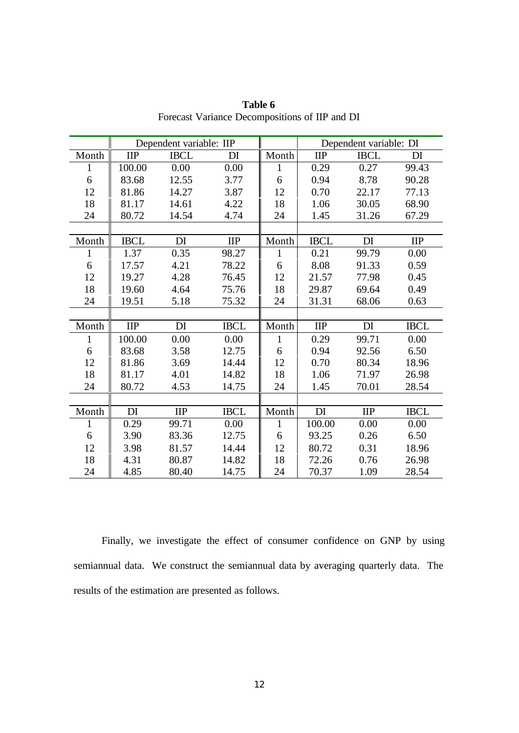**Table 6**
Forecast Variance Decompositions of IIP and DI

| | Dependent variable: IIP | | | | Dependent variable: DI | | |
|---|---|---|---|---|---|---|---|
| Month | IIP | IBCL | DI | Month | IIP | IBCL | DI |
| 1 | 100.00 | 0.00 | 0.00 | 1 | 0.29 | 0.27 | 99.43 |
| 6 | 83.68 | 12.55 | 3.77 | 6 | 0.94 | 8.78 | 90.28 |
| 12 | 81.86 | 14.27 | 3.87 | 12 | 0.70 | 22.17 | 77.13 |
| 18 | 81.17 | 14.61 | 4.22 | 18 | 1.06 | 30.05 | 68.90 |
| 24 | 80.72 | 14.54 | 4.74 | 24 | 1.45 | 31.26 | 67.29 |
| | | | | | | | |
| Month | IBCL | DI | IIP | Month | IBCL | DI | IIP |
| 1 | 1.37 | 0.35 | 98.27 | 1 | 0.21 | 99.79 | 0.00 |
| 6 | 17.57 | 4.21 | 78.22 | 6 | 8.08 | 91.33 | 0.59 |
| 12 | 19.27 | 4.28 | 76.45 | 12 | 21.57 | 77.98 | 0.45 |
| 18 | 19.60 | 4.64 | 75.76 | 18 | 29.87 | 69.64 | 0.49 |
| 24 | 19.51 | 5.18 | 75.32 | 24 | 31.31 | 68.06 | 0.63 |
| | | | | | | | |
| Month | IIP | DI | IBCL | Month | IIP | DI | IBCL |
| 1 | 100.00 | 0.00 | 0.00 | 1 | 0.29 | 99.71 | 0.00 |
| 6 | 83.68 | 3.58 | 12.75 | 6 | 0.94 | 92.56 | 6.50 |
| 12 | 81.86 | 3.69 | 14.44 | 12 | 0.70 | 80.34 | 18.96 |
| 18 | 81.17 | 4.01 | 14.82 | 18 | 1.06 | 71.97 | 26.98 |
| 24 | 80.72 | 4.53 | 14.75 | 24 | 1.45 | 70.01 | 28.54 |
| | | | | | | | |
| Month | DI | IIP | IBCL | Month | DI | IIP | IBCL |
| 1 | 0.29 | 99.71 | 0.00 | 1 | 100.00 | 0.00 | 0.00 |
| 6 | 3.90 | 83.36 | 12.75 | 6 | 93.25 | 0.26 | 6.50 |
| 12 | 3.98 | 81.57 | 14.44 | 12 | 80.72 | 0.31 | 18.96 |
| 18 | 4.31 | 80.87 | 14.82 | 18 | 72.26 | 0.76 | 26.98 |
| 24 | 4.85 | 80.40 | 14.75 | 24 | 70.37 | 1.09 | 28.54 |

Finally, we investigate the effect of consumer confidence on GNP by using semiannual data. We construct the semiannual data by averaging quarterly data. The results of the estimation are presented as follows.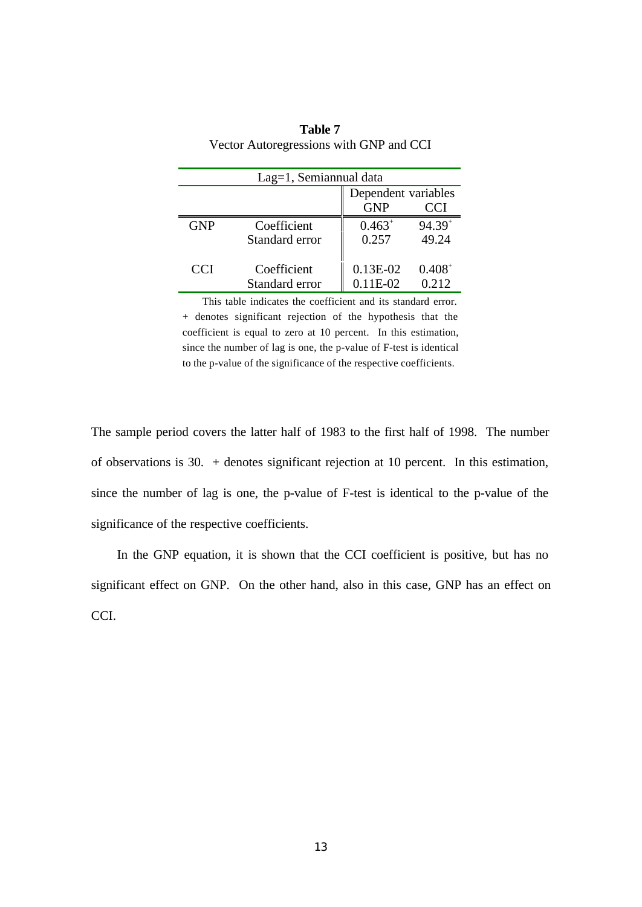**Table 7**
Vector Autoregressions with GNP and CCI

| Lag=1, Semiannual data | | | |
|---|---|---|---|
| | | Dependent variables | |
| | | GNP | CCI |
| GNP | Coefficient | 0.463+ | 94.39+ |
| | Standard error | 0.257 | 49.24 |
| CCI | Coefficient | 0.13E-02 | 0.408+ |
| | Standard error | 0.11E-02 | 0.212 |

This table indicates the coefficient and its standard error. + denotes significant rejection of the hypothesis that the coefficient is equal to zero at 10 percent. In this estimation, since the number of lag is one, the p-value of F-test is identical to the p-value of the significance of the respective coefficients.

The sample period covers the latter half of 1983 to the first half of 1998. The number of observations is 30. + denotes significant rejection at 10 percent. In this estimation, since the number of lag is one, the p-value of F-test is identical to the p-value of the significance of the respective coefficients.

In the GNP equation, it is shown that the CCI coefficient is positive, but has no significant effect on GNP. On the other hand, also in this case, GNP has an effect on CCI.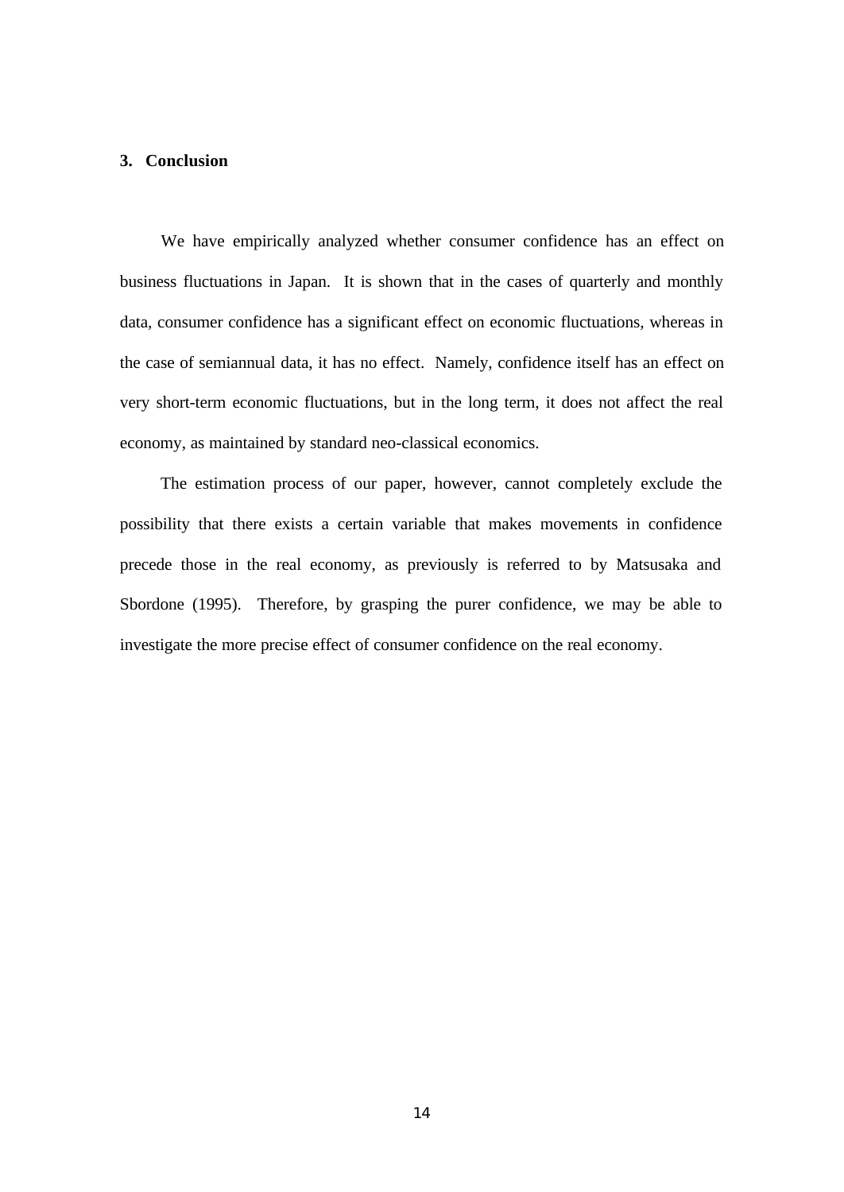## 3. Conclusion

We have empirically analyzed whether consumer confidence has an effect on business fluctuations in Japan. It is shown that in the cases of quarterly and monthly data, consumer confidence has a significant effect on economic fluctuations, whereas in the case of semiannual data, it has no effect. Namely, confidence itself has an effect on very short-term economic fluctuations, but in the long term, it does not affect the real economy, as maintained by standard neo-classical economics.

The estimation process of our paper, however, cannot completely exclude the possibility that there exists a certain variable that makes movements in confidence precede those in the real economy, as previously is referred to by Matsusaka and Sbordone (1995). Therefore, by grasping the purer confidence, we may be able to investigate the more precise effect of consumer confidence on the real economy.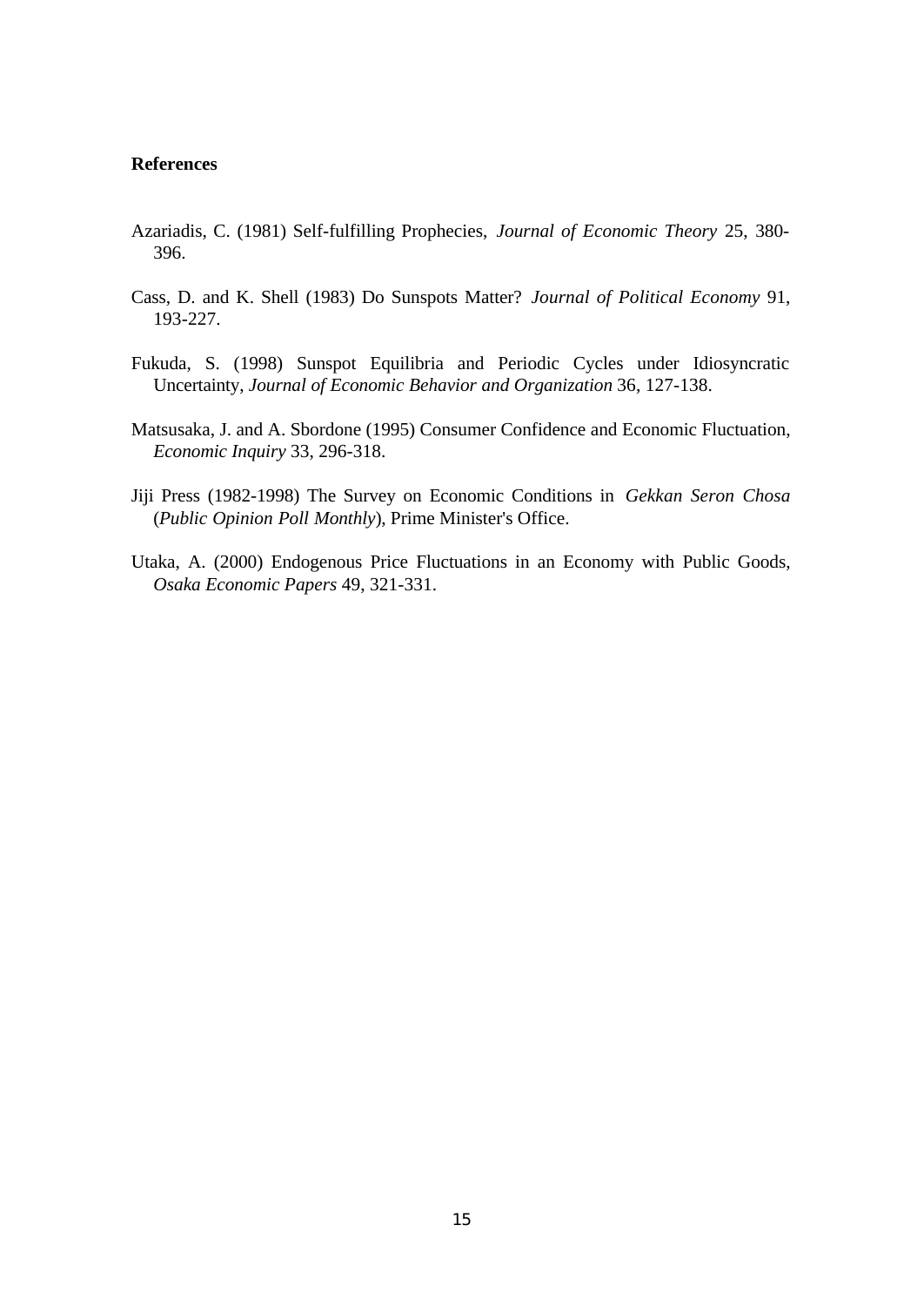## References

Azariadis, C. (1981) Self-fulfilling Prophecies, *Journal of Economic Theory* 25, 380-396.

Cass, D. and K. Shell (1983) Do Sunspots Matter? *Journal of Political Economy* 91, 193-227.

Fukuda, S. (1998) Sunspot Equilibria and Periodic Cycles under Idiosyncratic Uncertainty, *Journal of Economic Behavior and Organization* 36, 127-138.

Matsusaka, J. and A. Sbordone (1995) Consumer Confidence and Economic Fluctuation, *Economic Inquiry* 33, 296-318.

Jiji Press (1982-1998) The Survey on Economic Conditions in *Gekkan Seron Chosa* (*Public Opinion Poll Monthly*), Prime Minister's Office.

Utaka, A. (2000) Endogenous Price Fluctuations in an Economy with Public Goods, *Osaka Economic Papers* 49, 321-331.